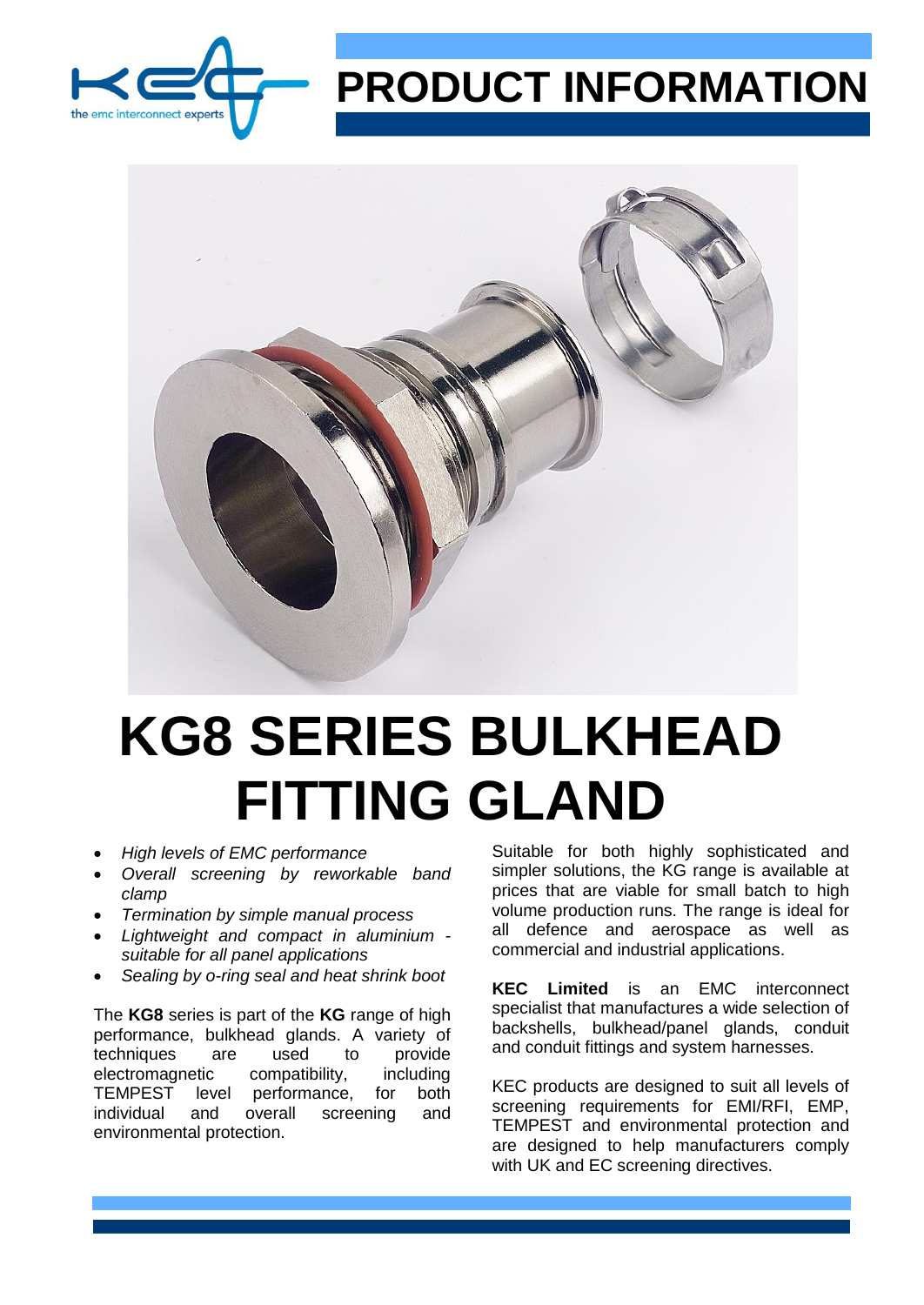# PRODUCT INFORMATION

# KG8 SERIES BULKHEAD FITTING GLAND

- *High levels of EMC performance*
- *Overall screening by reworkable band clamp*
- *Termination by simple manual process*
- *Lightweight and compact in aluminium - suitable for all panel applications*
- *Sealing by o-ring seal and heat shrink boot*

The **KG8** series is part of the **KG** range of high performance, bulkhead glands. A variety of techniques are used to provide electromagnetic compatibility, including TEMPEST level performance, for both individual and overall screening and environmental protection.

Suitable for both highly sophisticated and simpler solutions, the KG range is available at prices that are viable for small batch to high volume production runs. The range is ideal for all defence and aerospace as well as commercial and industrial applications.

**KEC Limited** is an EMC interconnect specialist that manufactures a wide selection of backshells, bulkhead/panel glands, conduit and conduit fittings and system harnesses.

KEC products are designed to suit all levels of screening requirements for EMI/RFI, EMP, TEMPEST and environmental protection and are designed to help manufacturers comply with UK and EC screening directives.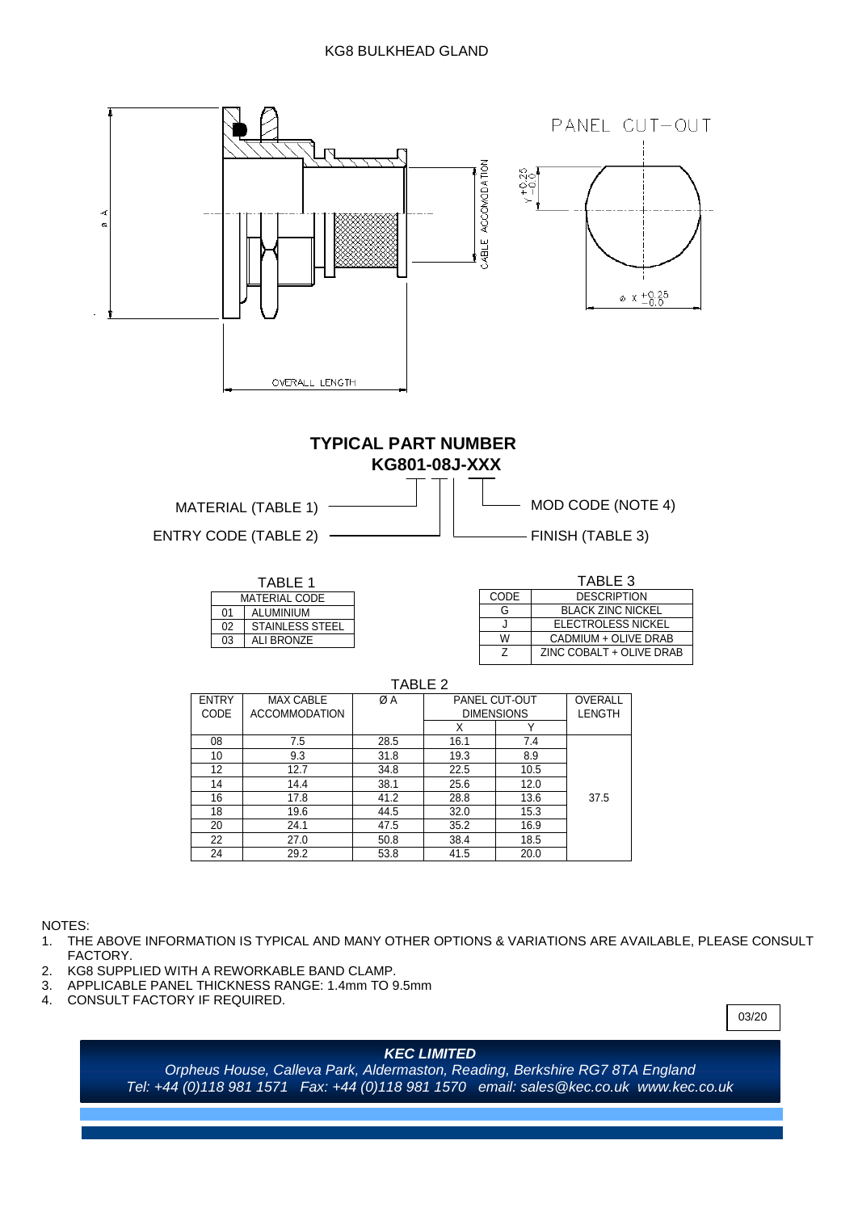# KG8 BULKHEAD GLAND

ØA

CABLE ACCOMODATION

OVERALL LENGTH

PANEL CUT-OUT

$Y^{+0.25}_{-0.0}$

$\varnothing X^{+0.25}_{-0.0}$

## TYPICAL PART NUMBER

**KG801-08J-XXX**

MATERIAL (TABLE 1)

ENTRY CODE (TABLE 2)

MOD CODE (NOTE 4)

FINISH (TABLE 3)

TABLE 1

| MATERIAL CODE | |
|---|---|
| 01 | ALUMINIUM |
| 02 | STAINLESS STEEL |
| 03 | ALI BRONZE |

TABLE 3

| CODE | DESCRIPTION |
|---|---|
| G | BLACK ZINC NICKEL |
| J | ELECTROLESS NICKEL |
| W | CADMIUM + OLIVE DRAB |
| Z | ZINC COBALT + OLIVE DRAB |

TABLE 2

| ENTRY CODE | MAX CABLE ACCOMMODATION | Ø A | PANEL CUT-OUT DIMENSIONS | | OVERALL LENGTH |
|---|---|---|---|---|---|
| | | | X | Y | |
| 08 | 7.5 | 28.5 | 16.1 | 7.4 | 37.5 |
| 10 | 9.3 | 31.8 | 19.3 | 8.9 | |
| 12 | 12.7 | 34.8 | 22.5 | 10.5 | |
| 14 | 14.4 | 38.1 | 25.6 | 12.0 | |
| 16 | 17.8 | 41.2 | 28.8 | 13.6 | |
| 18 | 19.6 | 44.5 | 32.0 | 15.3 | |
| 20 | 24.1 | 47.5 | 35.2 | 16.9 | |
| 22 | 27.0 | 50.8 | 38.4 | 18.5 | |
| 24 | 29.2 | 53.8 | 41.5 | 20.0 | |

NOTES:

1. THE ABOVE INFORMATION IS TYPICAL AND MANY OTHER OPTIONS & VARIATIONS ARE AVAILABLE, PLEASE CONSULT FACTORY.
2. KG8 SUPPLIED WITH A REWORKABLE BAND CLAMP.
3. APPLICABLE PANEL THICKNESS RANGE: 1.4mm TO 9.5mm
4. CONSULT FACTORY IF REQUIRED.

03/20

***KEC LIMITED***

*Orpheus House, Calleva Park, Aldermaston, Reading, Berkshire RG7 8TA England*
*Tel: +44 (0)118 981 1571 Fax: +44 (0)118 981 1570 email: sales@kec.co.uk www.kec.co.uk*